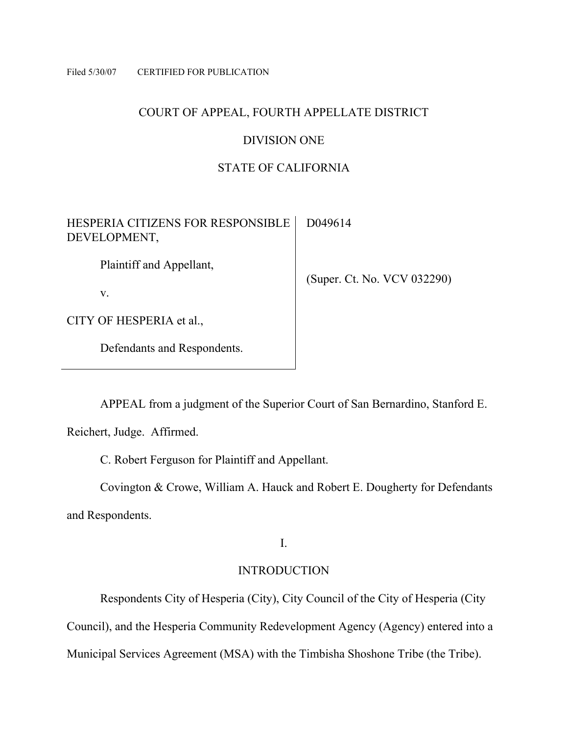Filed 5/30/07 CERTIFIED FOR PUBLICATION

COURT OF APPEAL, FOURTH APPELLATE DISTRICT

DIVISION ONE

STATE OF CALIFORNIA

| | |
|---|---|
| HESPERIA CITIZENS FOR RESPONSIBLE DEVELOPMENT,<br><br>Plaintiff and Appellant,<br><br>v.<br><br>CITY OF HESPERIA et al.,<br><br>Defendants and Respondents. | D049614<br><br>(Super. Ct. No. VCV 032290) |

APPEAL from a judgment of the Superior Court of San Bernardino, Stanford E. Reichert, Judge. Affirmed.

C. Robert Ferguson for Plaintiff and Appellant.

Covington & Crowe, William A. Hauck and Robert E. Dougherty for Defendants and Respondents.

I.

INTRODUCTION

Respondents City of Hesperia (City), City Council of the City of Hesperia (City Council), and the Hesperia Community Redevelopment Agency (Agency) entered into a Municipal Services Agreement (MSA) with the Timbisha Shoshone Tribe (the Tribe).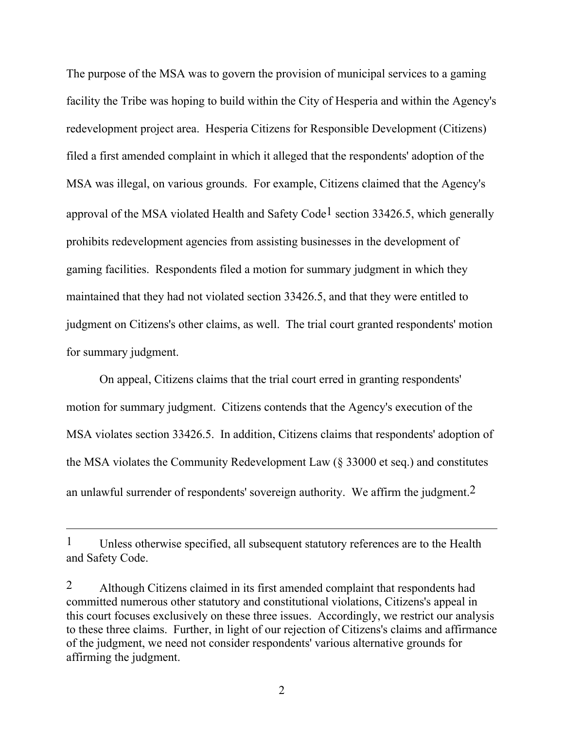The purpose of the MSA was to govern the provision of municipal services to a gaming facility the Tribe was hoping to build within the City of Hesperia and within the Agency's redevelopment project area. Hesperia Citizens for Responsible Development (Citizens) filed a first amended complaint in which it alleged that the respondents' adoption of the MSA was illegal, on various grounds. For example, Citizens claimed that the Agency's approval of the MSA violated Health and Safety Code[1] section 33426.5, which generally prohibits redevelopment agencies from assisting businesses in the development of gaming facilities. Respondents filed a motion for summary judgment in which they maintained that they had not violated section 33426.5, and that they were entitled to judgment on Citizens's other claims, as well. The trial court granted respondents' motion for summary judgment.

On appeal, Citizens claims that the trial court erred in granting respondents' motion for summary judgment. Citizens contends that the Agency's execution of the MSA violates section 33426.5. In addition, Citizens claims that respondents' adoption of the MSA violates the Community Redevelopment Law (§ 33000 et seq.) and constitutes an unlawful surrender of respondents' sovereign authority. We affirm the judgment.[2]

---

[1] Unless otherwise specified, all subsequent statutory references are to the Health and Safety Code.

[2] Although Citizens claimed in its first amended complaint that respondents had committed numerous other statutory and constitutional violations, Citizens's appeal in this court focuses exclusively on these three issues. Accordingly, we restrict our analysis to these three claims. Further, in light of our rejection of Citizens's claims and affirmance of the judgment, we need not consider respondents' various alternative grounds for affirming the judgment.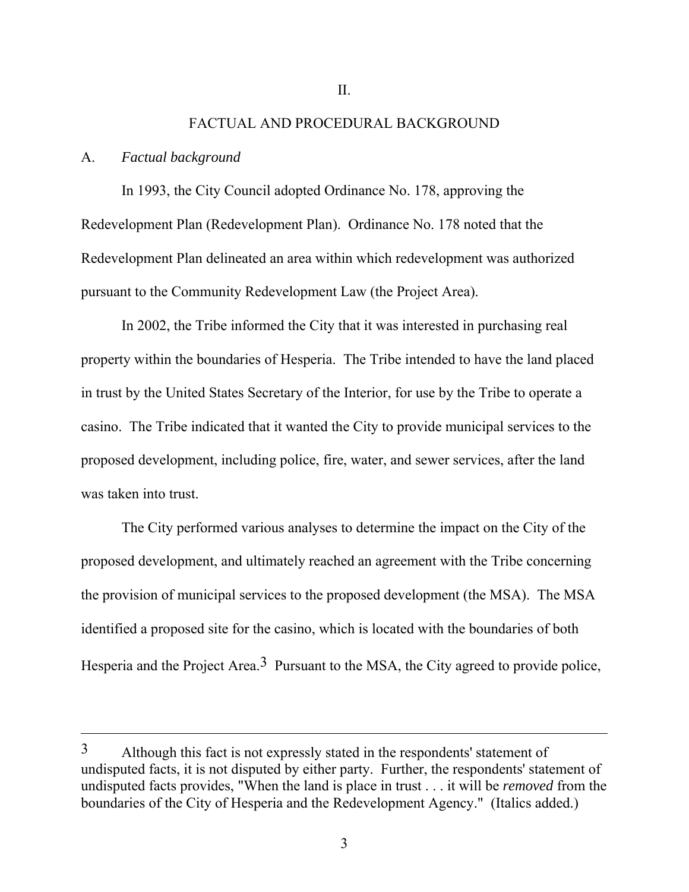## II.

## FACTUAL AND PROCEDURAL BACKGROUND

### A. *Factual background*

In 1993, the City Council adopted Ordinance No. 178, approving the Redevelopment Plan (Redevelopment Plan). Ordinance No. 178 noted that the Redevelopment Plan delineated an area within which redevelopment was authorized pursuant to the Community Redevelopment Law (the Project Area).

In 2002, the Tribe informed the City that it was interested in purchasing real property within the boundaries of Hesperia. The Tribe intended to have the land placed in trust by the United States Secretary of the Interior, for use by the Tribe to operate a casino. The Tribe indicated that it wanted the City to provide municipal services to the proposed development, including police, fire, water, and sewer services, after the land was taken into trust.

The City performed various analyses to determine the impact on the City of the proposed development, and ultimately reached an agreement with the Tribe concerning the provision of municipal services to the proposed development (the MSA). The MSA identified a proposed site for the casino, which is located with the boundaries of both Hesperia and the Project Area.[3] Pursuant to the MSA, the City agreed to provide police,

---

[3] Although this fact is not expressly stated in the respondents' statement of undisputed facts, it is not disputed by either party. Further, the respondents' statement of undisputed facts provides, "When the land is place in trust . . . it will be *removed* from the boundaries of the City of Hesperia and the Redevelopment Agency." (Italics added.)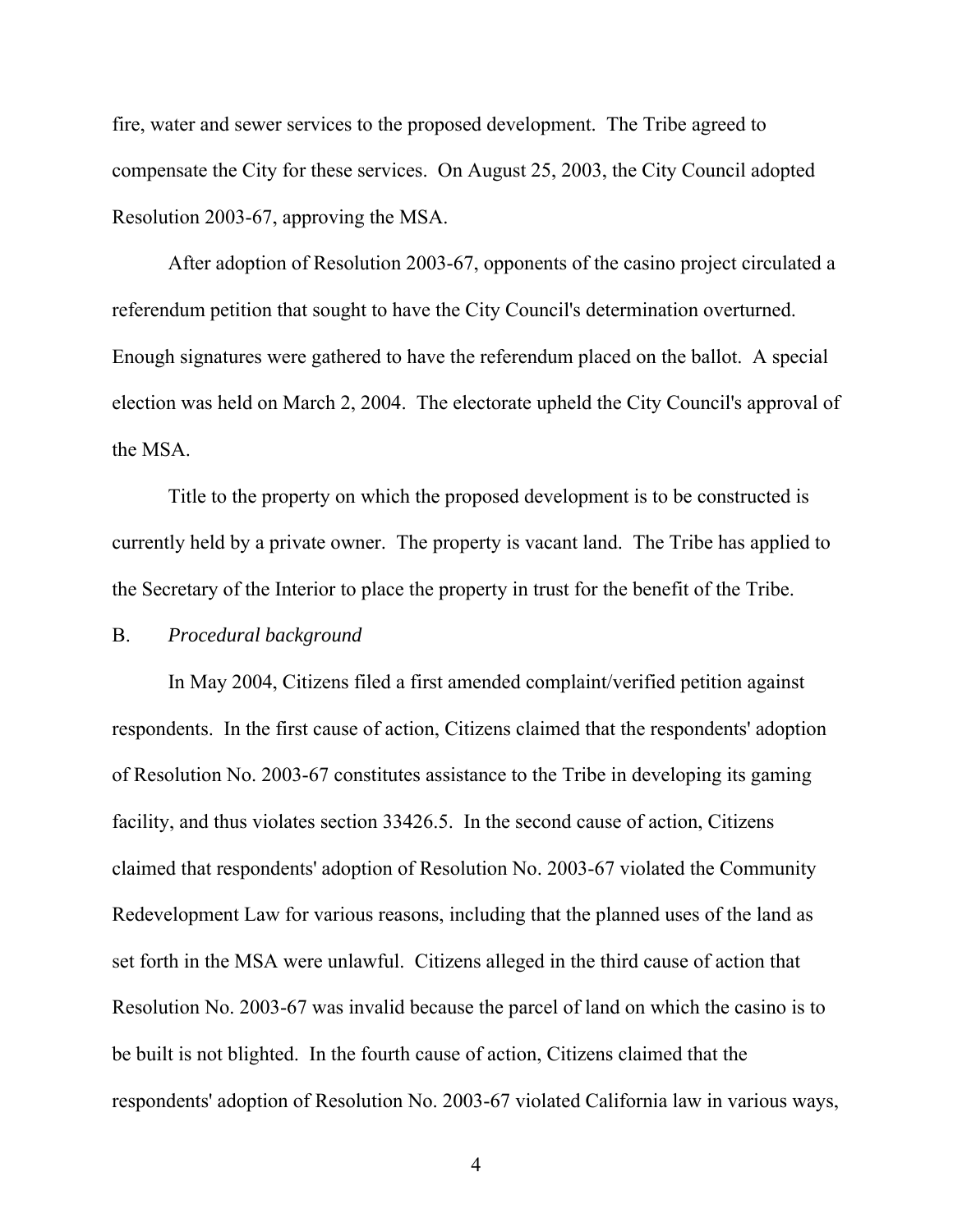fire, water and sewer services to the proposed development. The Tribe agreed to compensate the City for these services. On August 25, 2003, the City Council adopted Resolution 2003-67, approving the MSA.

After adoption of Resolution 2003-67, opponents of the casino project circulated a referendum petition that sought to have the City Council's determination overturned. Enough signatures were gathered to have the referendum placed on the ballot. A special election was held on March 2, 2004. The electorate upheld the City Council's approval of the MSA.

Title to the property on which the proposed development is to be constructed is currently held by a private owner. The property is vacant land. The Tribe has applied to the Secretary of the Interior to place the property in trust for the benefit of the Tribe.

B. *Procedural background*

In May 2004, Citizens filed a first amended complaint/verified petition against respondents. In the first cause of action, Citizens claimed that the respondents' adoption of Resolution No. 2003-67 constitutes assistance to the Tribe in developing its gaming facility, and thus violates section 33426.5. In the second cause of action, Citizens claimed that respondents' adoption of Resolution No. 2003-67 violated the Community Redevelopment Law for various reasons, including that the planned uses of the land as set forth in the MSA were unlawful. Citizens alleged in the third cause of action that Resolution No. 2003-67 was invalid because the parcel of land on which the casino is to be built is not blighted. In the fourth cause of action, Citizens claimed that the respondents' adoption of Resolution No. 2003-67 violated California law in various ways,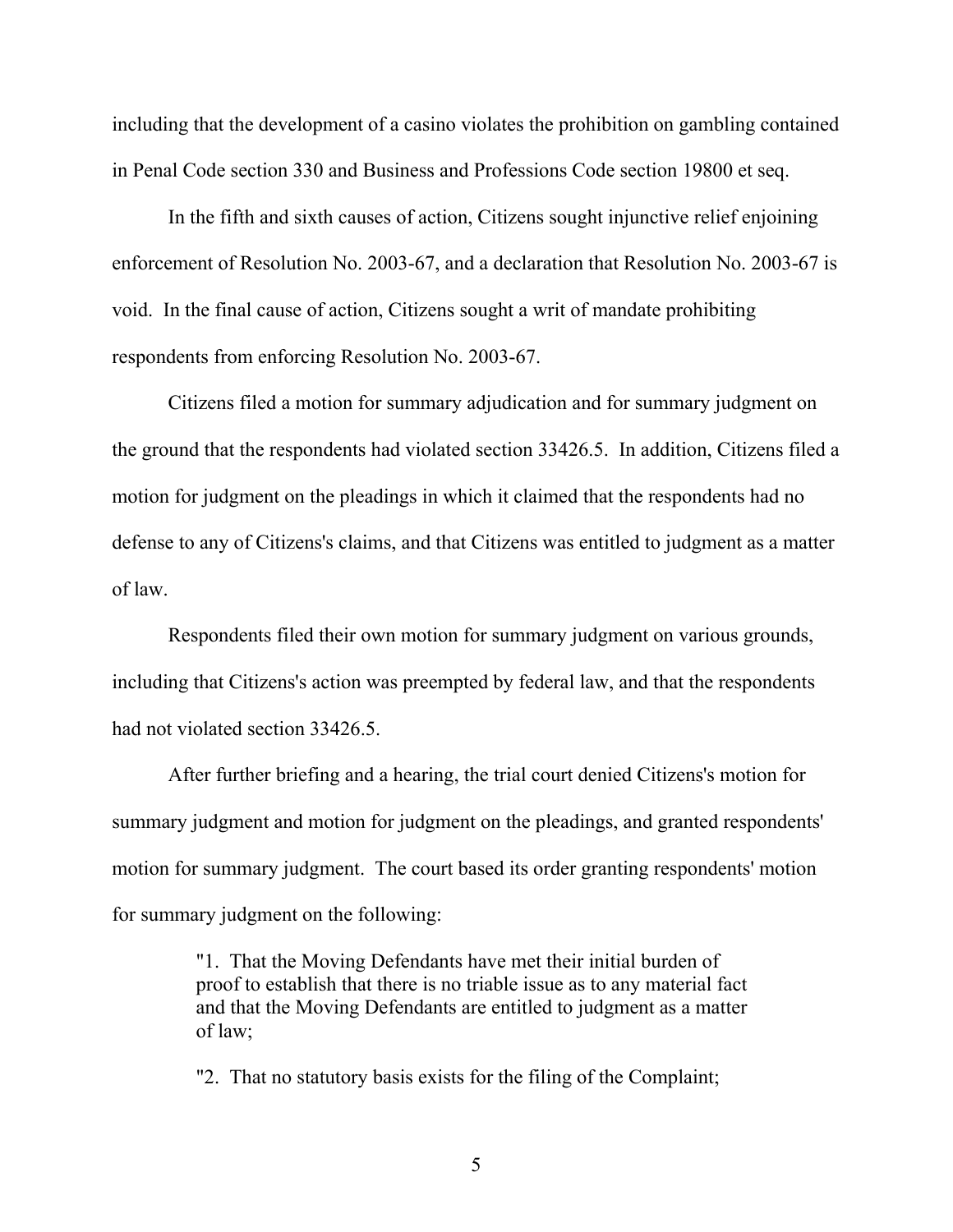including that the development of a casino violates the prohibition on gambling contained in Penal Code section 330 and Business and Professions Code section 19800 et seq.

In the fifth and sixth causes of action, Citizens sought injunctive relief enjoining enforcement of Resolution No. 2003-67, and a declaration that Resolution No. 2003-67 is void. In the final cause of action, Citizens sought a writ of mandate prohibiting respondents from enforcing Resolution No. 2003-67.

Citizens filed a motion for summary adjudication and for summary judgment on the ground that the respondents had violated section 33426.5. In addition, Citizens filed a motion for judgment on the pleadings in which it claimed that the respondents had no defense to any of Citizens's claims, and that Citizens was entitled to judgment as a matter of law.

Respondents filed their own motion for summary judgment on various grounds, including that Citizens's action was preempted by federal law, and that the respondents had not violated section 33426.5.

After further briefing and a hearing, the trial court denied Citizens's motion for summary judgment and motion for judgment on the pleadings, and granted respondents' motion for summary judgment. The court based its order granting respondents' motion for summary judgment on the following:

> "1. That the Moving Defendants have met their initial burden of proof to establish that there is no triable issue as to any material fact and that the Moving Defendants are entitled to judgment as a matter of law;
>
> "2. That no statutory basis exists for the filing of the Complaint;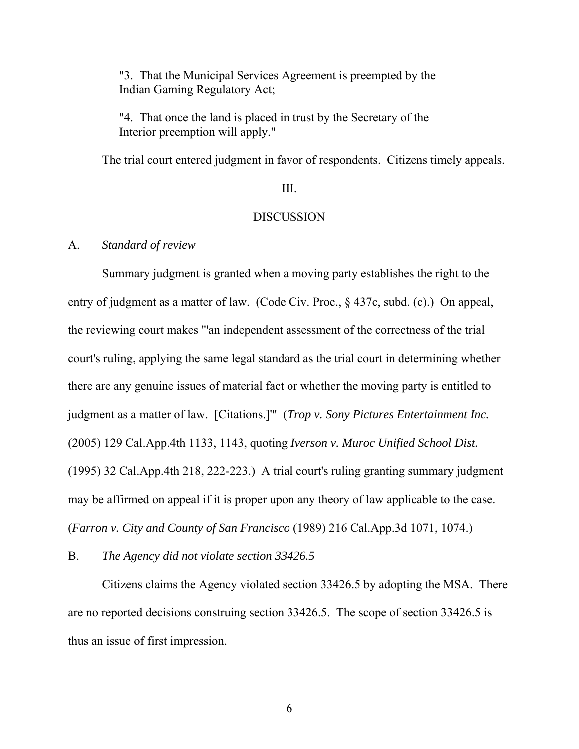"3. That the Municipal Services Agreement is preempted by the Indian Gaming Regulatory Act;

"4. That once the land is placed in trust by the Secretary of the Interior preemption will apply."

The trial court entered judgment in favor of respondents. Citizens timely appeals.

III.

DISCUSSION

A. *Standard of review*

Summary judgment is granted when a moving party establishes the right to the entry of judgment as a matter of law. (Code Civ. Proc., § 437c, subd. (c).) On appeal, the reviewing court makes "'an independent assessment of the correctness of the trial court's ruling, applying the same legal standard as the trial court in determining whether there are any genuine issues of material fact or whether the moving party is entitled to judgment as a matter of law. [Citations.]'" (*Trop v. Sony Pictures Entertainment Inc.* (2005) 129 Cal.App.4th 1133, 1143, quoting *Iverson v. Muroc Unified School Dist.* (1995) 32 Cal.App.4th 218, 222-223.) A trial court's ruling granting summary judgment may be affirmed on appeal if it is proper upon any theory of law applicable to the case. (*Farron v. City and County of San Francisco* (1989) 216 Cal.App.3d 1071, 1074.)

B. *The Agency did not violate section 33426.5*

Citizens claims the Agency violated section 33426.5 by adopting the MSA. There are no reported decisions construing section 33426.5. The scope of section 33426.5 is thus an issue of first impression.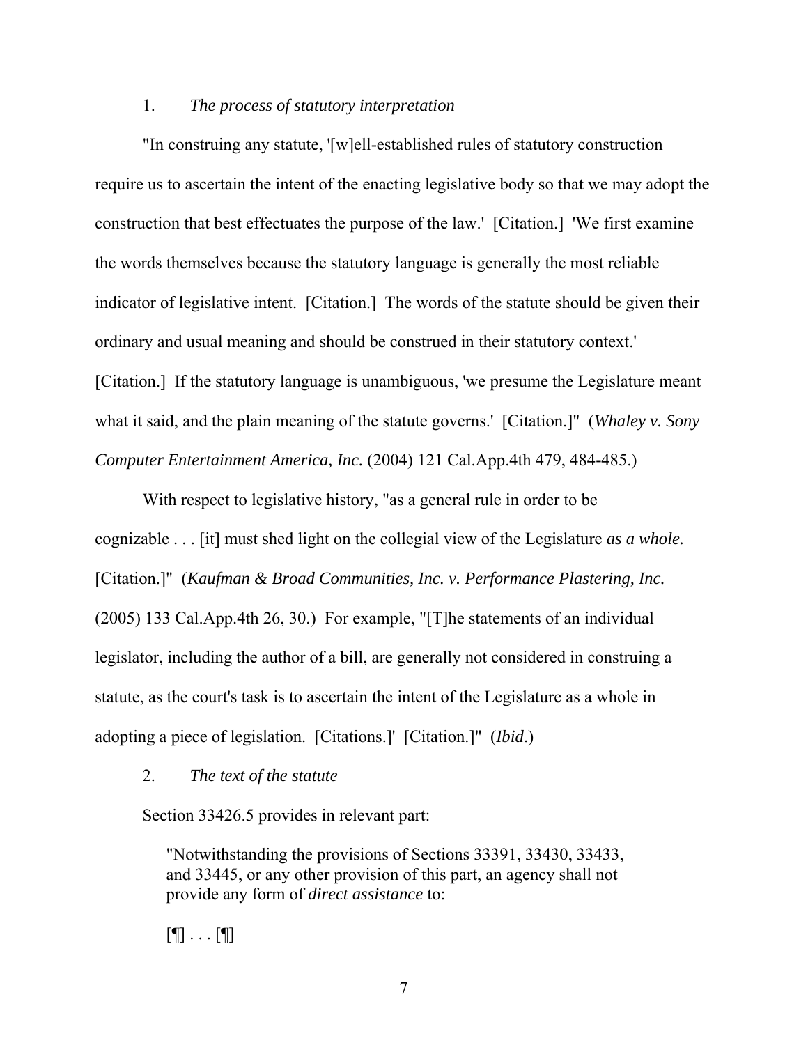1. *The process of statutory interpretation*

"In construing any statute, '[w]ell-established rules of statutory construction require us to ascertain the intent of the enacting legislative body so that we may adopt the construction that best effectuates the purpose of the law.' [Citation.] 'We first examine the words themselves because the statutory language is generally the most reliable indicator of legislative intent. [Citation.] The words of the statute should be given their ordinary and usual meaning and should be construed in their statutory context.' [Citation.] If the statutory language is unambiguous, 'we presume the Legislature meant what it said, and the plain meaning of the statute governs.' [Citation.]" (*Whaley v. Sony Computer Entertainment America, Inc.* (2004) 121 Cal.App.4th 479, 484-485.)

With respect to legislative history, "as a general rule in order to be cognizable . . . [it] must shed light on the collegial view of the Legislature *as a whole.* [Citation.]" (*Kaufman & Broad Communities, Inc. v. Performance Plastering, Inc.* (2005) 133 Cal.App.4th 26, 30.) For example, "[T]he statements of an individual legislator, including the author of a bill, are generally not considered in construing a statute, as the court's task is to ascertain the intent of the Legislature as a whole in adopting a piece of legislation. [Citations.]' [Citation.]" (*Ibid*.)

2. *The text of the statute*

Section 33426.5 provides in relevant part:

> "Notwithstanding the provisions of Sections 33391, 33430, 33433, and 33445, or any other provision of this part, an agency shall not provide any form of *direct assistance* to:
>
> [¶] . . . [¶]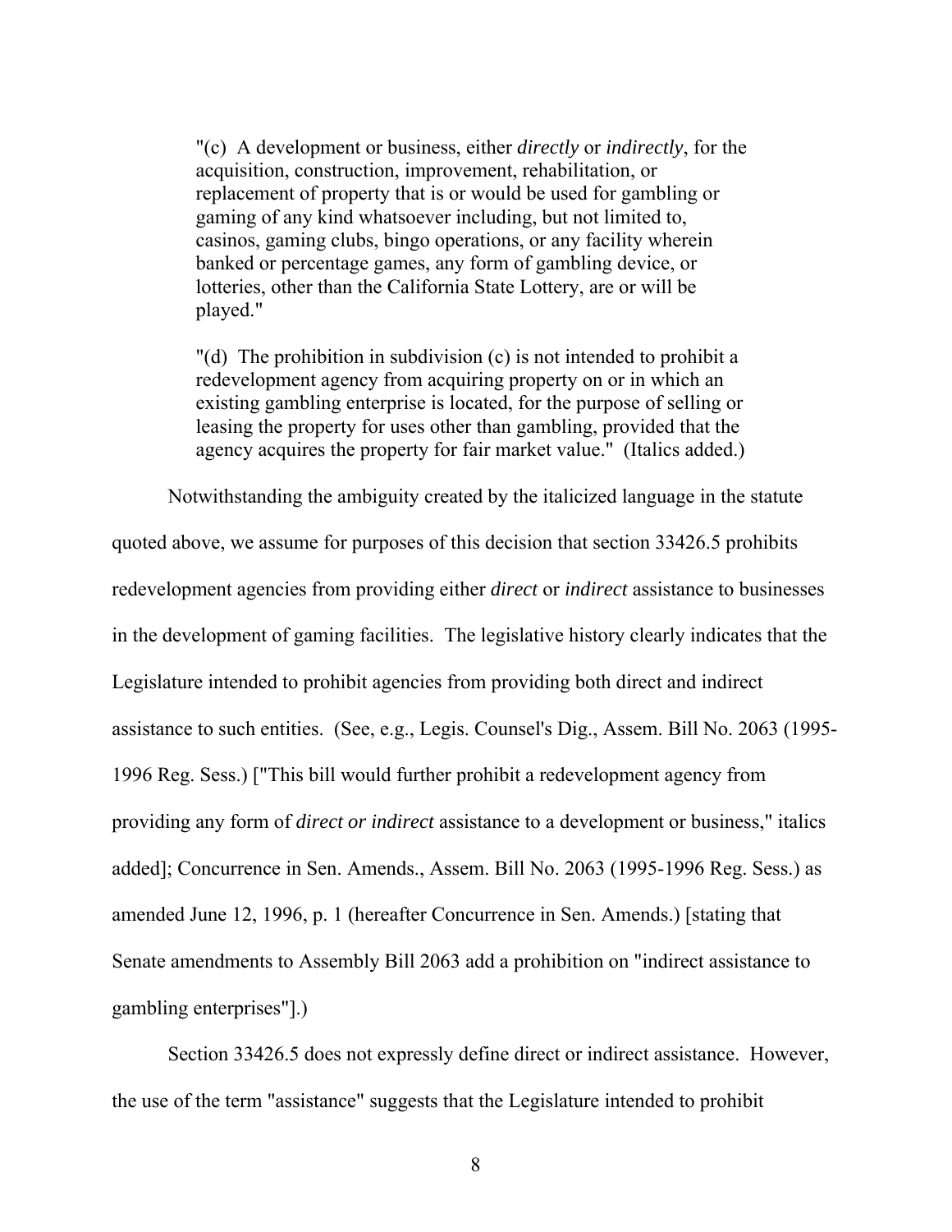> "(c) A development or business, either *directly* or *indirectly*, for the acquisition, construction, improvement, rehabilitation, or replacement of property that is or would be used for gambling or gaming of any kind whatsoever including, but not limited to, casinos, gaming clubs, bingo operations, or any facility wherein banked or percentage games, any form of gambling device, or lotteries, other than the California State Lottery, are or will be played."
>
> "(d) The prohibition in subdivision (c) is not intended to prohibit a redevelopment agency from acquiring property on or in which an existing gambling enterprise is located, for the purpose of selling or leasing the property for uses other than gambling, provided that the agency acquires the property for fair market value." (Italics added.)

Notwithstanding the ambiguity created by the italicized language in the statute quoted above, we assume for purposes of this decision that section 33426.5 prohibits redevelopment agencies from providing either *direct* or *indirect* assistance to businesses in the development of gaming facilities. The legislative history clearly indicates that the Legislature intended to prohibit agencies from providing both direct and indirect assistance to such entities. (See, e.g., Legis. Counsel's Dig., Assem. Bill No. 2063 (1995-1996 Reg. Sess.) ["This bill would further prohibit a redevelopment agency from providing any form of *direct or indirect* assistance to a development or business," italics added]; Concurrence in Sen. Amends., Assem. Bill No. 2063 (1995-1996 Reg. Sess.) as amended June 12, 1996, p. 1 (hereafter Concurrence in Sen. Amends.) [stating that Senate amendments to Assembly Bill 2063 add a prohibition on "indirect assistance to gambling enterprises"].)

Section 33426.5 does not expressly define direct or indirect assistance. However, the use of the term "assistance" suggests that the Legislature intended to prohibit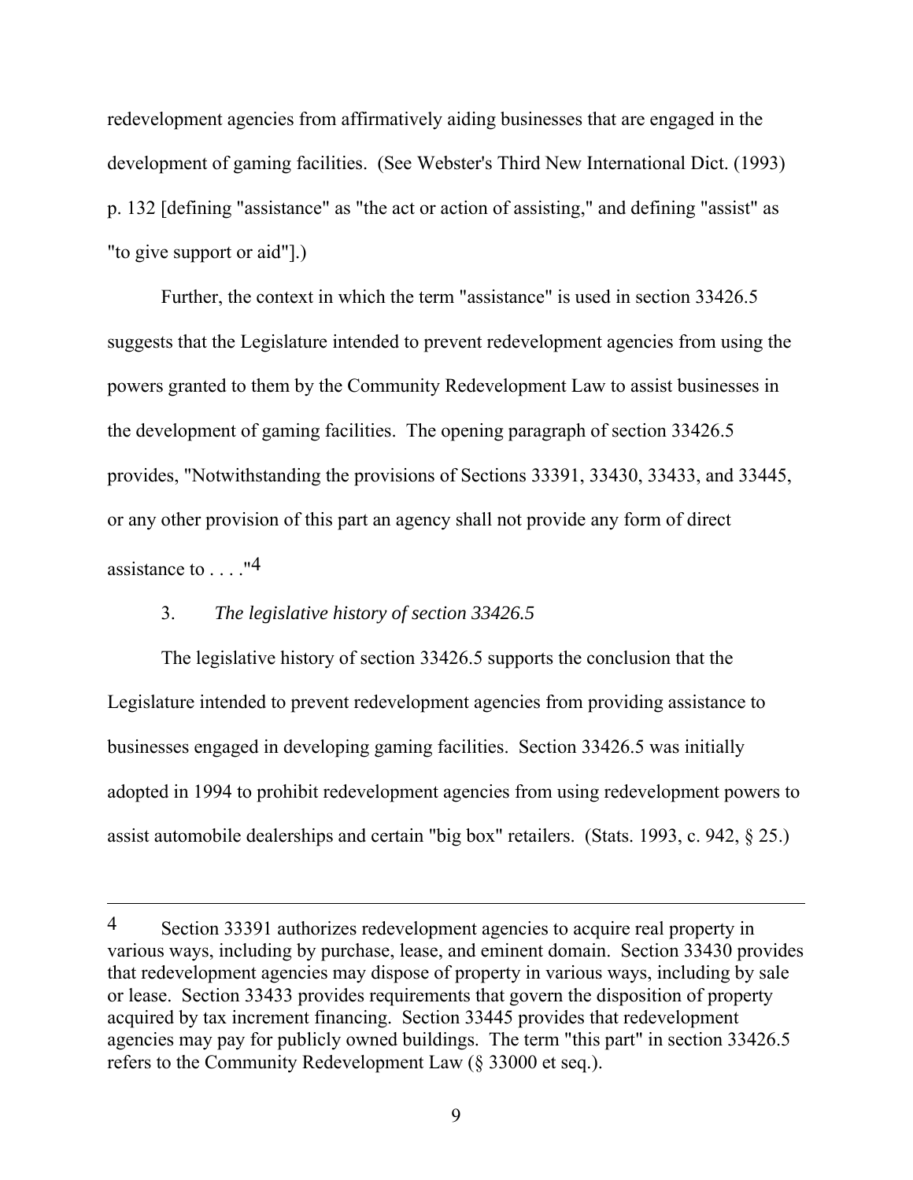redevelopment agencies from affirmatively aiding businesses that are engaged in the development of gaming facilities. (See Webster's Third New International Dict. (1993) p. 132 [defining "assistance" as "the act or action of assisting," and defining "assist" as "to give support or aid"].)

Further, the context in which the term "assistance" is used in section 33426.5 suggests that the Legislature intended to prevent redevelopment agencies from using the powers granted to them by the Community Redevelopment Law to assist businesses in the development of gaming facilities. The opening paragraph of section 33426.5 provides, "Notwithstanding the provisions of Sections 33391, 33430, 33433, and 33445, or any other provision of this part an agency shall not provide any form of direct assistance to . . . ."[4]

3. *The legislative history of section 33426.5*

The legislative history of section 33426.5 supports the conclusion that the Legislature intended to prevent redevelopment agencies from providing assistance to businesses engaged in developing gaming facilities. Section 33426.5 was initially adopted in 1994 to prohibit redevelopment agencies from using redevelopment powers to assist automobile dealerships and certain "big box" retailers. (Stats. 1993, c. 942, § 25.)

---

[4] Section 33391 authorizes redevelopment agencies to acquire real property in various ways, including by purchase, lease, and eminent domain. Section 33430 provides that redevelopment agencies may dispose of property in various ways, including by sale or lease. Section 33433 provides requirements that govern the disposition of property acquired by tax increment financing. Section 33445 provides that redevelopment agencies may pay for publicly owned buildings. The term "this part" in section 33426.5 refers to the Community Redevelopment Law (§ 33000 et seq.).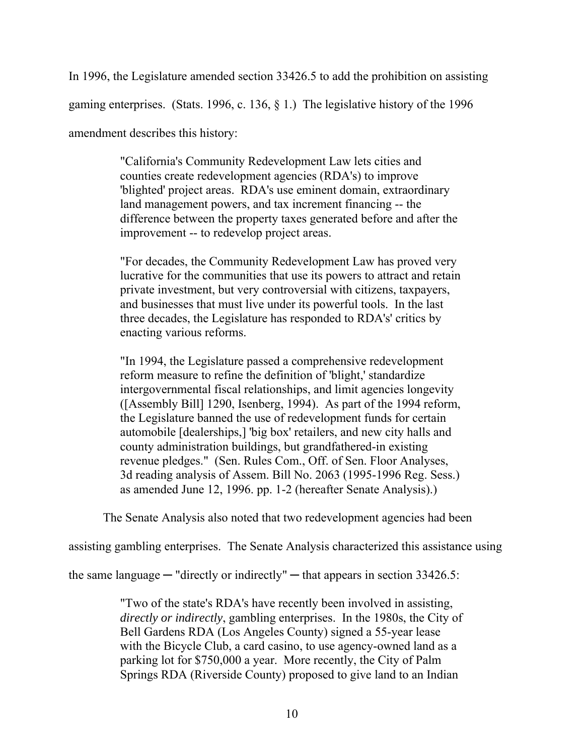In 1996, the Legislature amended section 33426.5 to add the prohibition on assisting gaming enterprises. (Stats. 1996, c. 136, § 1.) The legislative history of the 1996 amendment describes this history:

> "California's Community Redevelopment Law lets cities and counties create redevelopment agencies (RDA's) to improve 'blighted' project areas. RDA's use eminent domain, extraordinary land management powers, and tax increment financing -- the difference between the property taxes generated before and after the improvement -- to redevelop project areas.
>
> "For decades, the Community Redevelopment Law has proved very lucrative for the communities that use its powers to attract and retain private investment, but very controversial with citizens, taxpayers, and businesses that must live under its powerful tools. In the last three decades, the Legislature has responded to RDA's' critics by enacting various reforms.
>
> "In 1994, the Legislature passed a comprehensive redevelopment reform measure to refine the definition of 'blight,' standardize intergovernmental fiscal relationships, and limit agencies longevity ([Assembly Bill] 1290, Isenberg, 1994). As part of the 1994 reform, the Legislature banned the use of redevelopment funds for certain automobile [dealerships,] 'big box' retailers, and new city halls and county administration buildings, but grandfathered-in existing revenue pledges." (Sen. Rules Com., Off. of Sen. Floor Analyses, 3d reading analysis of Assem. Bill No. 2063 (1995-1996 Reg. Sess.) as amended June 12, 1996. pp. 1-2 (hereafter Senate Analysis).)

The Senate Analysis also noted that two redevelopment agencies had been assisting gambling enterprises. The Senate Analysis characterized this assistance using the same language ─ "directly or indirectly" ─ that appears in section 33426.5:

> "Two of the state's RDA's have recently been involved in assisting, *directly or indirectly*, gambling enterprises. In the 1980s, the City of Bell Gardens RDA (Los Angeles County) signed a 55-year lease with the Bicycle Club, a card casino, to use agency-owned land as a parking lot for $750,000 a year. More recently, the City of Palm Springs RDA (Riverside County) proposed to give land to an Indian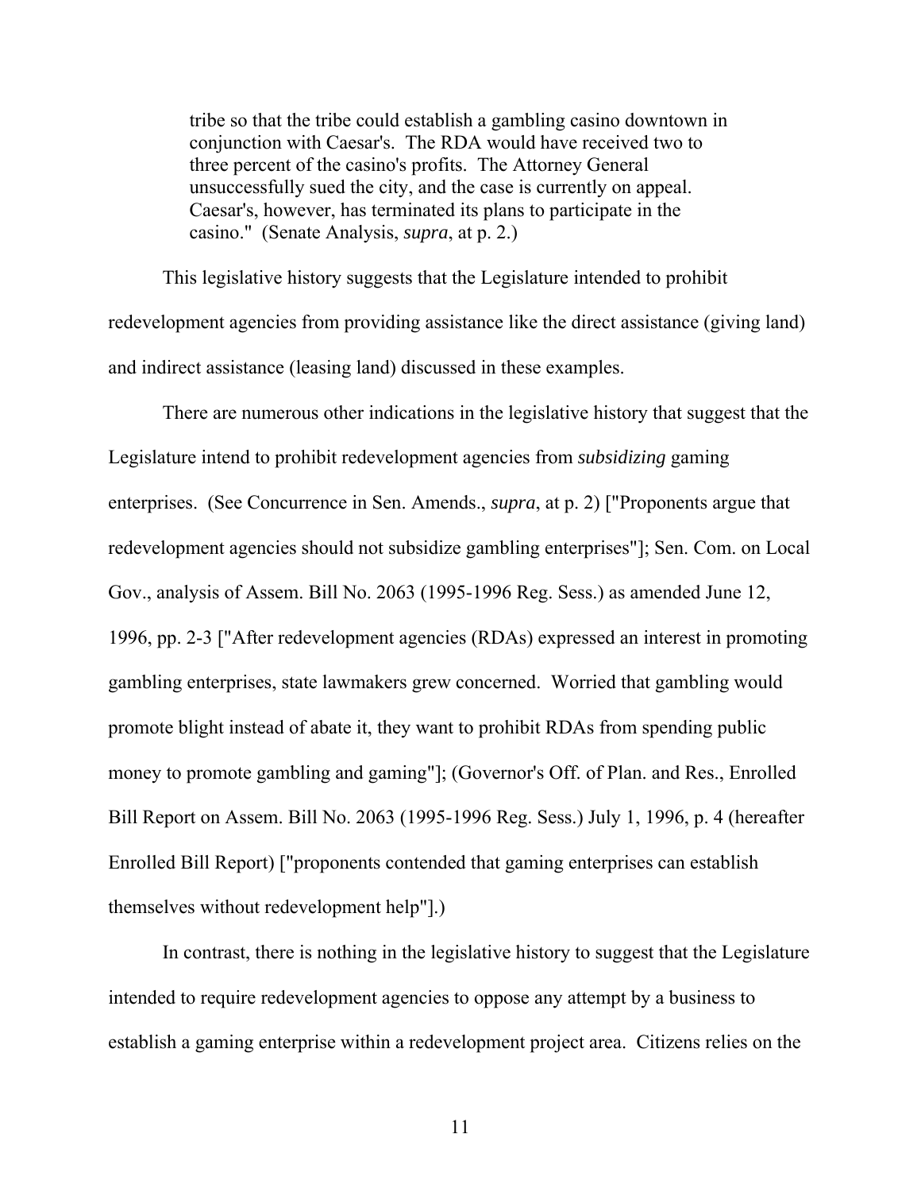> tribe so that the tribe could establish a gambling casino downtown in conjunction with Caesar's. The RDA would have received two to three percent of the casino's profits. The Attorney General unsuccessfully sued the city, and the case is currently on appeal. Caesar's, however, has terminated its plans to participate in the casino." (Senate Analysis, *supra*, at p. 2.)

This legislative history suggests that the Legislature intended to prohibit redevelopment agencies from providing assistance like the direct assistance (giving land) and indirect assistance (leasing land) discussed in these examples.

There are numerous other indications in the legislative history that suggest that the Legislature intend to prohibit redevelopment agencies from *subsidizing* gaming enterprises. (See Concurrence in Sen. Amends., *supra*, at p. 2) ["Proponents argue that redevelopment agencies should not subsidize gambling enterprises"]; Sen. Com. on Local Gov., analysis of Assem. Bill No. 2063 (1995-1996 Reg. Sess.) as amended June 12, 1996, pp. 2-3 ["After redevelopment agencies (RDAs) expressed an interest in promoting gambling enterprises, state lawmakers grew concerned. Worried that gambling would promote blight instead of abate it, they want to prohibit RDAs from spending public money to promote gambling and gaming"]; (Governor's Off. of Plan. and Res., Enrolled Bill Report on Assem. Bill No. 2063 (1995-1996 Reg. Sess.) July 1, 1996, p. 4 (hereafter Enrolled Bill Report) ["proponents contended that gaming enterprises can establish themselves without redevelopment help"].)

In contrast, there is nothing in the legislative history to suggest that the Legislature intended to require redevelopment agencies to oppose any attempt by a business to establish a gaming enterprise within a redevelopment project area. Citizens relies on the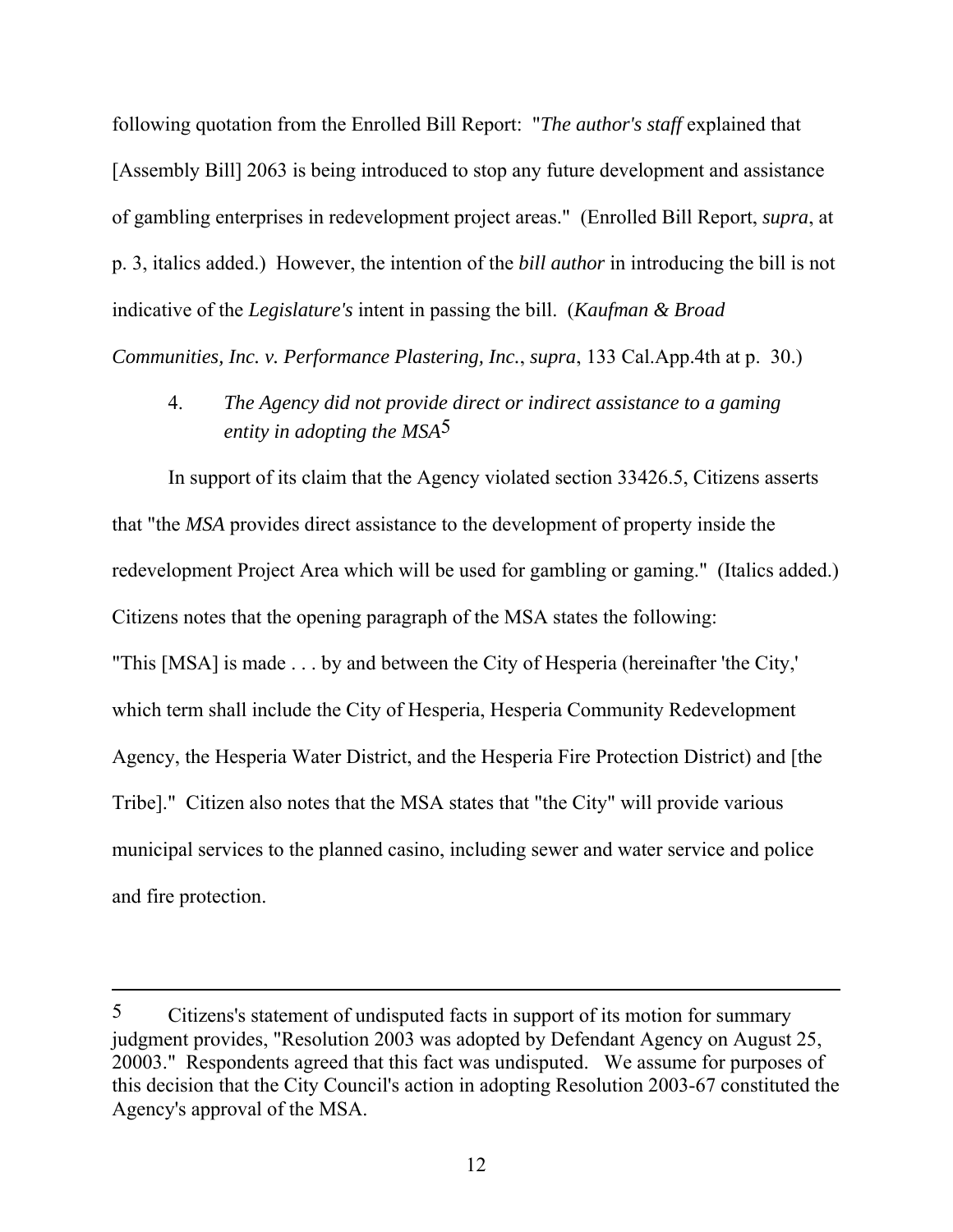following quotation from the Enrolled Bill Report: "*The author's staff* explained that [Assembly Bill] 2063 is being introduced to stop any future development and assistance of gambling enterprises in redevelopment project areas." (Enrolled Bill Report, *supra*, at p. 3, italics added.) However, the intention of the *bill author* in introducing the bill is not indicative of the *Legislature's* intent in passing the bill. (*Kaufman & Broad Communities, Inc. v. Performance Plastering, Inc.*, *supra*, 133 Cal.App.4th at p. 30.)

4. *The Agency did not provide direct or indirect assistance to a gaming entity in adopting the MSA*[5]

In support of its claim that the Agency violated section 33426.5, Citizens asserts that "the *MSA* provides direct assistance to the development of property inside the redevelopment Project Area which will be used for gambling or gaming." (Italics added.) Citizens notes that the opening paragraph of the MSA states the following: "This [MSA] is made . . . by and between the City of Hesperia (hereinafter 'the City,' which term shall include the City of Hesperia, Hesperia Community Redevelopment Agency, the Hesperia Water District, and the Hesperia Fire Protection District) and [the Tribe]." Citizen also notes that the MSA states that "the City" will provide various municipal services to the planned casino, including sewer and water service and police and fire protection.

---

[5] Citizens's statement of undisputed facts in support of its motion for summary judgment provides, "Resolution 2003 was adopted by Defendant Agency on August 25, 20003." Respondents agreed that this fact was undisputed. We assume for purposes of this decision that the City Council's action in adopting Resolution 2003-67 constituted the Agency's approval of the MSA.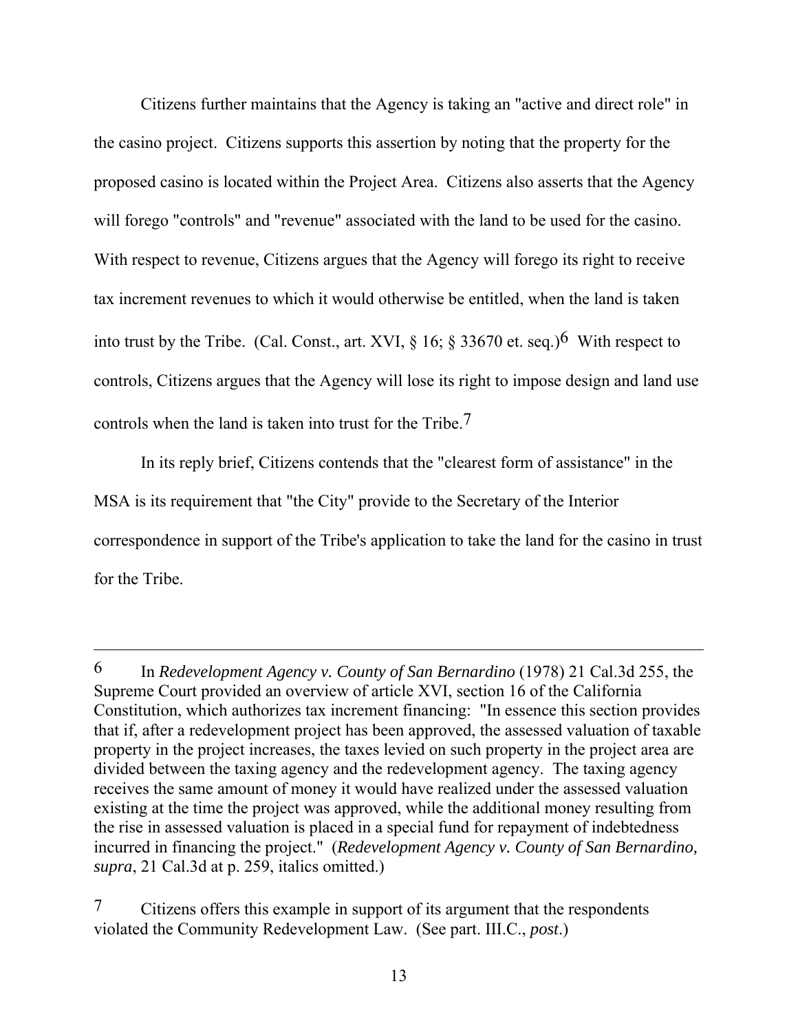Citizens further maintains that the Agency is taking an "active and direct role" in the casino project. Citizens supports this assertion by noting that the property for the proposed casino is located within the Project Area. Citizens also asserts that the Agency will forego "controls" and "revenue" associated with the land to be used for the casino. With respect to revenue, Citizens argues that the Agency will forego its right to receive tax increment revenues to which it would otherwise be entitled, when the land is taken into trust by the Tribe. (Cal. Const., art. XVI, § 16; § 33670 et. seq.)[6] With respect to controls, Citizens argues that the Agency will lose its right to impose design and land use controls when the land is taken into trust for the Tribe.[7]

In its reply brief, Citizens contends that the "clearest form of assistance" in the MSA is its requirement that "the City" provide to the Secretary of the Interior correspondence in support of the Tribe's application to take the land for the casino in trust for the Tribe.

---

[6] In *Redevelopment Agency v. County of San Bernardino* (1978) 21 Cal.3d 255, the Supreme Court provided an overview of article XVI, section 16 of the California Constitution, which authorizes tax increment financing: "In essence this section provides that if, after a redevelopment project has been approved, the assessed valuation of taxable property in the project increases, the taxes levied on such property in the project area are divided between the taxing agency and the redevelopment agency. The taxing agency receives the same amount of money it would have realized under the assessed valuation existing at the time the project was approved, while the additional money resulting from the rise in assessed valuation is placed in a special fund for repayment of indebtedness incurred in financing the project." (*Redevelopment Agency v. County of San Bernardino, supra*, 21 Cal.3d at p. 259, italics omitted.)

[7] Citizens offers this example in support of its argument that the respondents violated the Community Redevelopment Law. (See part. III.C., *post*.)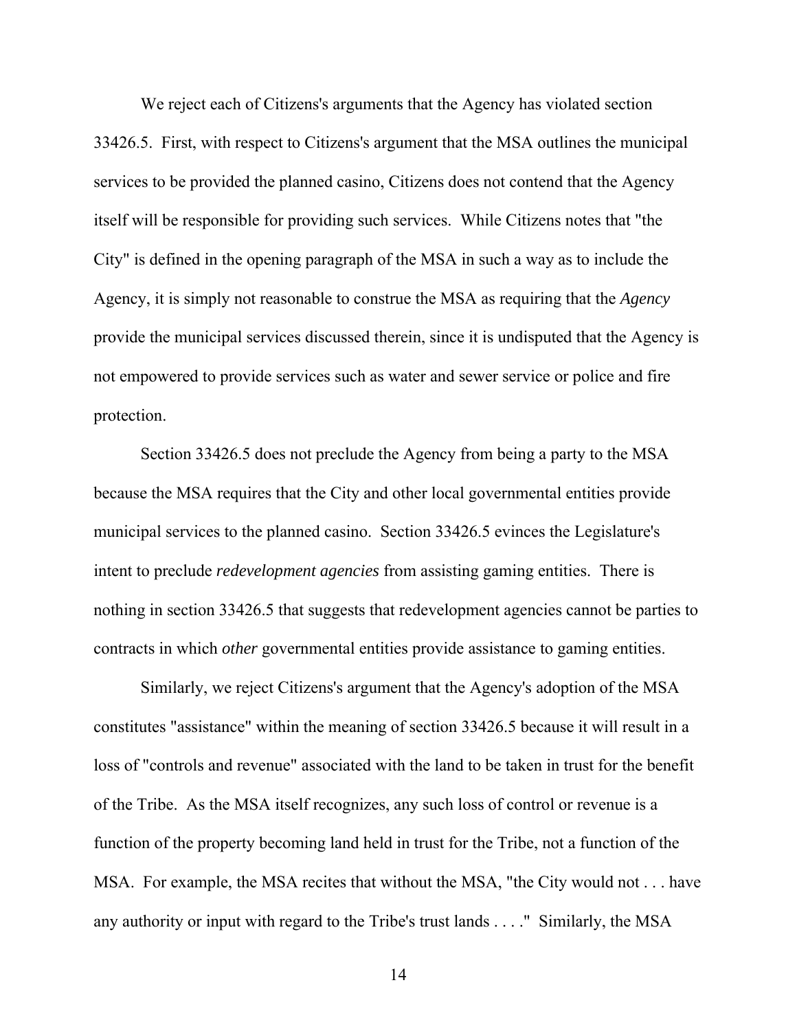We reject each of Citizens's arguments that the Agency has violated section 33426.5. First, with respect to Citizens's argument that the MSA outlines the municipal services to be provided the planned casino, Citizens does not contend that the Agency itself will be responsible for providing such services. While Citizens notes that "the City" is defined in the opening paragraph of the MSA in such a way as to include the Agency, it is simply not reasonable to construe the MSA as requiring that the *Agency* provide the municipal services discussed therein, since it is undisputed that the Agency is not empowered to provide services such as water and sewer service or police and fire protection.

Section 33426.5 does not preclude the Agency from being a party to the MSA because the MSA requires that the City and other local governmental entities provide municipal services to the planned casino. Section 33426.5 evinces the Legislature's intent to preclude *redevelopment agencies* from assisting gaming entities. There is nothing in section 33426.5 that suggests that redevelopment agencies cannot be parties to contracts in which *other* governmental entities provide assistance to gaming entities.

Similarly, we reject Citizens's argument that the Agency's adoption of the MSA constitutes "assistance" within the meaning of section 33426.5 because it will result in a loss of "controls and revenue" associated with the land to be taken in trust for the benefit of the Tribe. As the MSA itself recognizes, any such loss of control or revenue is a function of the property becoming land held in trust for the Tribe, not a function of the MSA. For example, the MSA recites that without the MSA, "the City would not . . . have any authority or input with regard to the Tribe's trust lands . . . ." Similarly, the MSA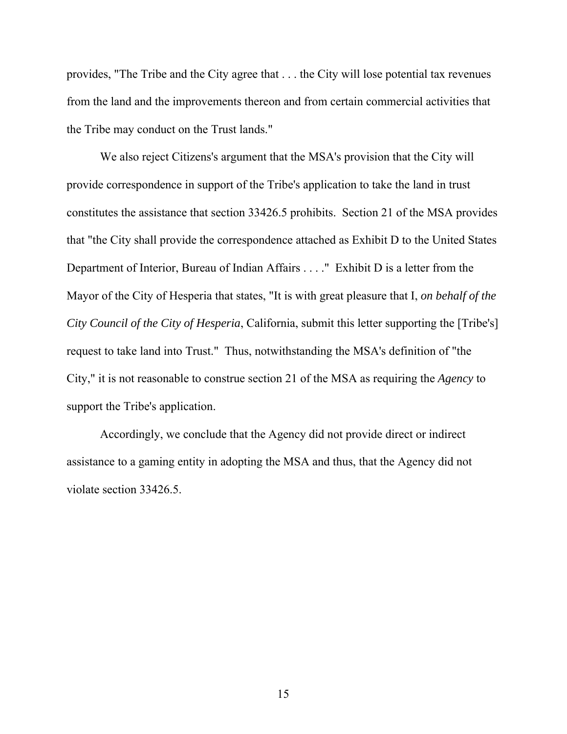provides, "The Tribe and the City agree that . . . the City will lose potential tax revenues from the land and the improvements thereon and from certain commercial activities that the Tribe may conduct on the Trust lands."

We also reject Citizens's argument that the MSA's provision that the City will provide correspondence in support of the Tribe's application to take the land in trust constitutes the assistance that section 33426.5 prohibits. Section 21 of the MSA provides that "the City shall provide the correspondence attached as Exhibit D to the United States Department of Interior, Bureau of Indian Affairs . . . ." Exhibit D is a letter from the Mayor of the City of Hesperia that states, "It is with great pleasure that I, *on behalf of the City Council of the City of Hesperia*, California, submit this letter supporting the [Tribe's] request to take land into Trust." Thus, notwithstanding the MSA's definition of "the City," it is not reasonable to construe section 21 of the MSA as requiring the *Agency* to support the Tribe's application.

Accordingly, we conclude that the Agency did not provide direct or indirect assistance to a gaming entity in adopting the MSA and thus, that the Agency did not violate section 33426.5.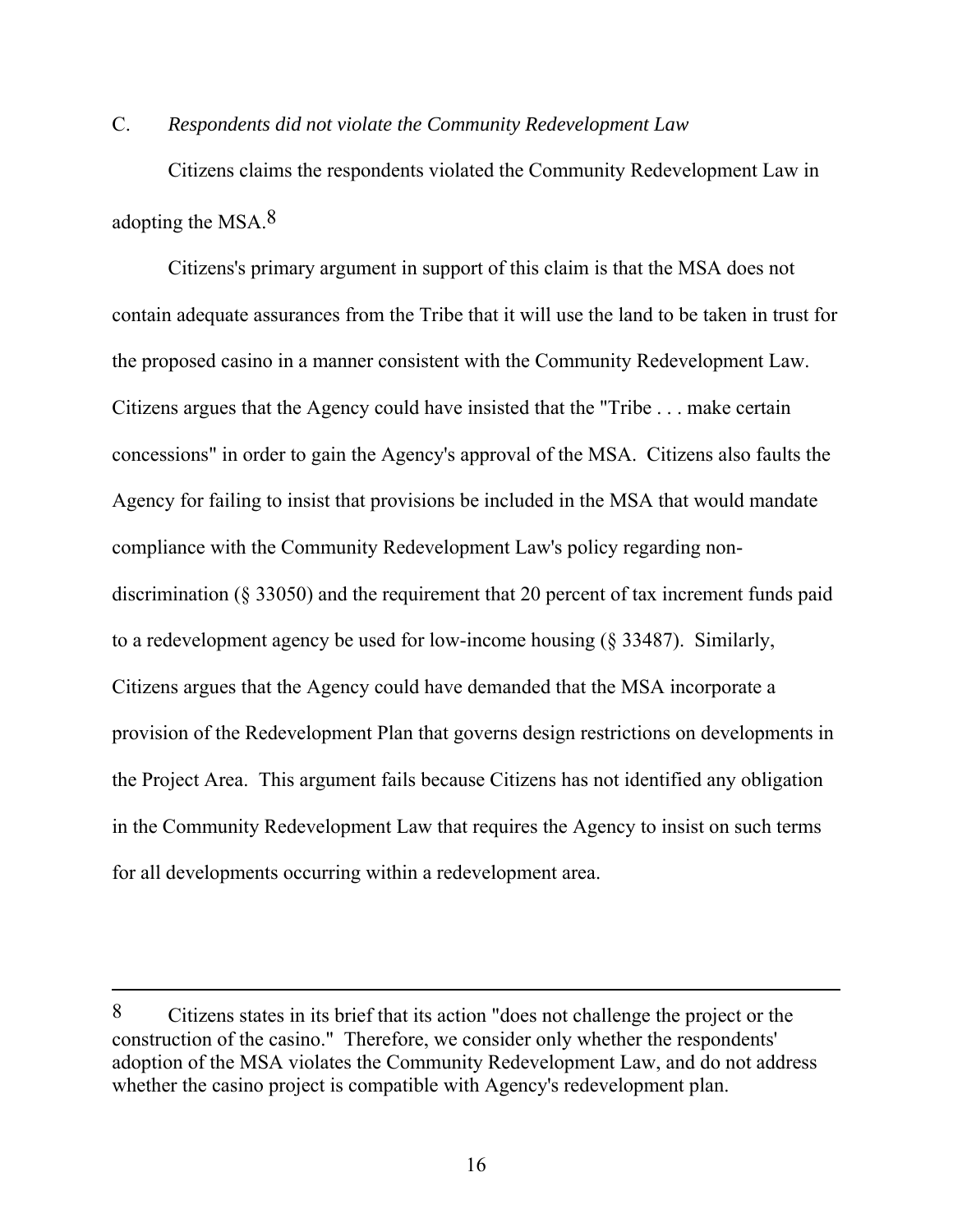C. *Respondents did not violate the Community Redevelopment Law*

Citizens claims the respondents violated the Community Redevelopment Law in adopting the MSA.[8]

Citizens's primary argument in support of this claim is that the MSA does not contain adequate assurances from the Tribe that it will use the land to be taken in trust for the proposed casino in a manner consistent with the Community Redevelopment Law. Citizens argues that the Agency could have insisted that the "Tribe . . . make certain concessions" in order to gain the Agency's approval of the MSA. Citizens also faults the Agency for failing to insist that provisions be included in the MSA that would mandate compliance with the Community Redevelopment Law's policy regarding non-discrimination (§ 33050) and the requirement that 20 percent of tax increment funds paid to a redevelopment agency be used for low-income housing (§ 33487). Similarly, Citizens argues that the Agency could have demanded that the MSA incorporate a provision of the Redevelopment Plan that governs design restrictions on developments in the Project Area. This argument fails because Citizens has not identified any obligation in the Community Redevelopment Law that requires the Agency to insist on such terms for all developments occurring within a redevelopment area.

---

[8] Citizens states in its brief that its action "does not challenge the project or the construction of the casino." Therefore, we consider only whether the respondents' adoption of the MSA violates the Community Redevelopment Law, and do not address whether the casino project is compatible with Agency's redevelopment plan.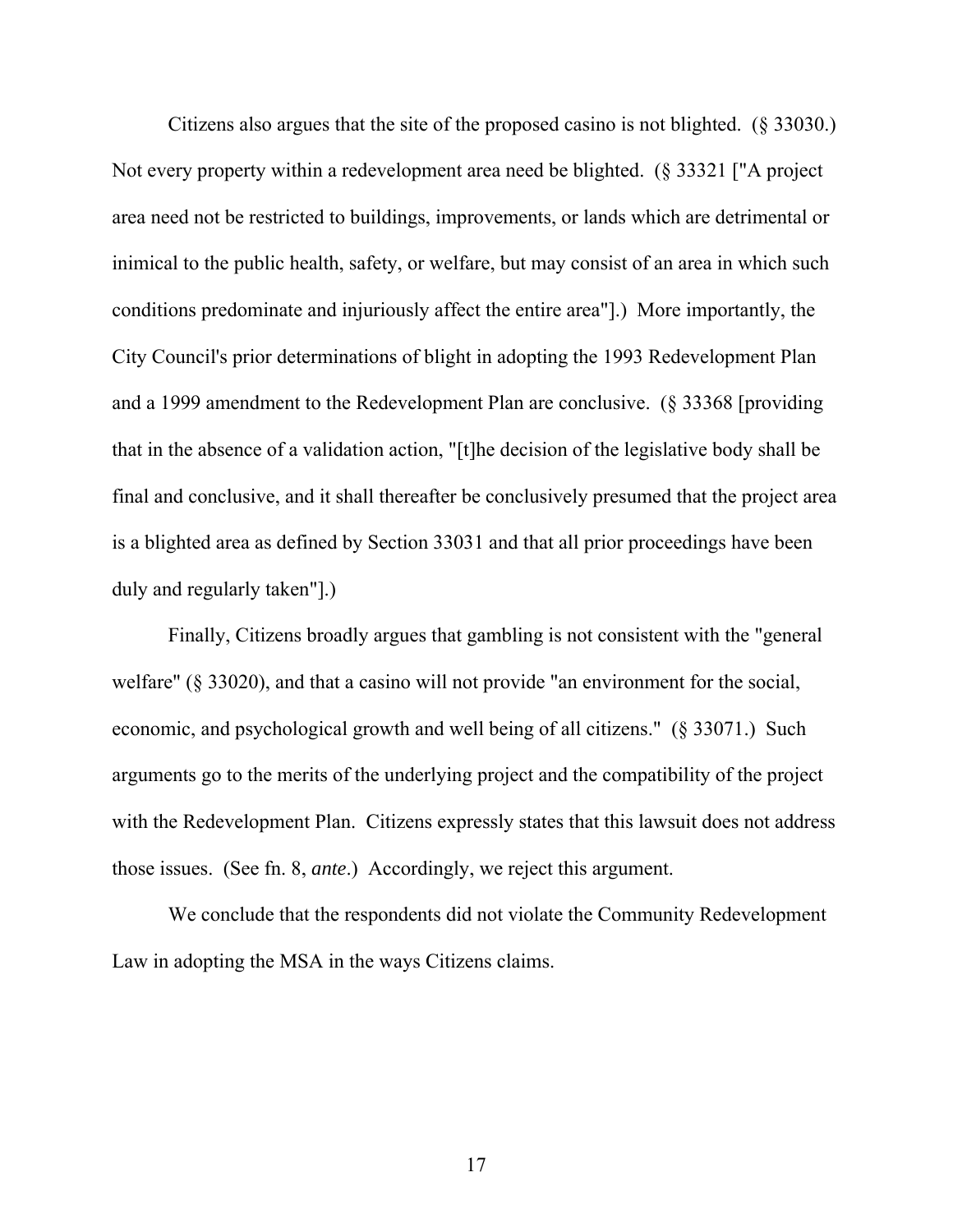Citizens also argues that the site of the proposed casino is not blighted. (§ 33030.) Not every property within a redevelopment area need be blighted. (§ 33321 ["A project area need not be restricted to buildings, improvements, or lands which are detrimental or inimical to the public health, safety, or welfare, but may consist of an area in which such conditions predominate and injuriously affect the entire area"].) More importantly, the City Council's prior determinations of blight in adopting the 1993 Redevelopment Plan and a 1999 amendment to the Redevelopment Plan are conclusive. (§ 33368 [providing that in the absence of a validation action, "[t]he decision of the legislative body shall be final and conclusive, and it shall thereafter be conclusively presumed that the project area is a blighted area as defined by Section 33031 and that all prior proceedings have been duly and regularly taken"].)

Finally, Citizens broadly argues that gambling is not consistent with the "general welfare" (§ 33020), and that a casino will not provide "an environment for the social, economic, and psychological growth and well being of all citizens." (§ 33071.) Such arguments go to the merits of the underlying project and the compatibility of the project with the Redevelopment Plan. Citizens expressly states that this lawsuit does not address those issues. (See fn. 8, *ante*.) Accordingly, we reject this argument.

We conclude that the respondents did not violate the Community Redevelopment Law in adopting the MSA in the ways Citizens claims.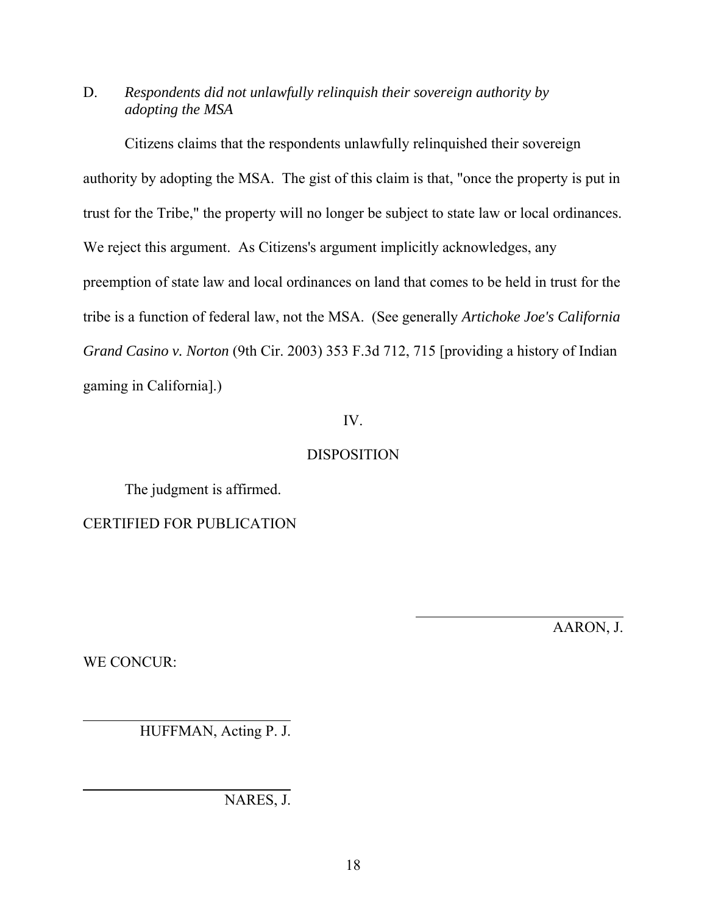D. *Respondents did not unlawfully relinquish their sovereign authority by adopting the MSA*

Citizens claims that the respondents unlawfully relinquished their sovereign authority by adopting the MSA. The gist of this claim is that, "once the property is put in trust for the Tribe," the property will no longer be subject to state law or local ordinances. We reject this argument. As Citizens's argument implicitly acknowledges, any preemption of state law and local ordinances on land that comes to be held in trust for the tribe is a function of federal law, not the MSA. (See generally *Artichoke Joe's California Grand Casino v. Norton* (9th Cir. 2003) 353 F.3d 712, 715 [providing a history of Indian gaming in California].)

IV.

DISPOSITION

The judgment is affirmed.

CERTIFIED FOR PUBLICATION

AARON, J.

WE CONCUR:

HUFFMAN, Acting P. J.

NARES, J.